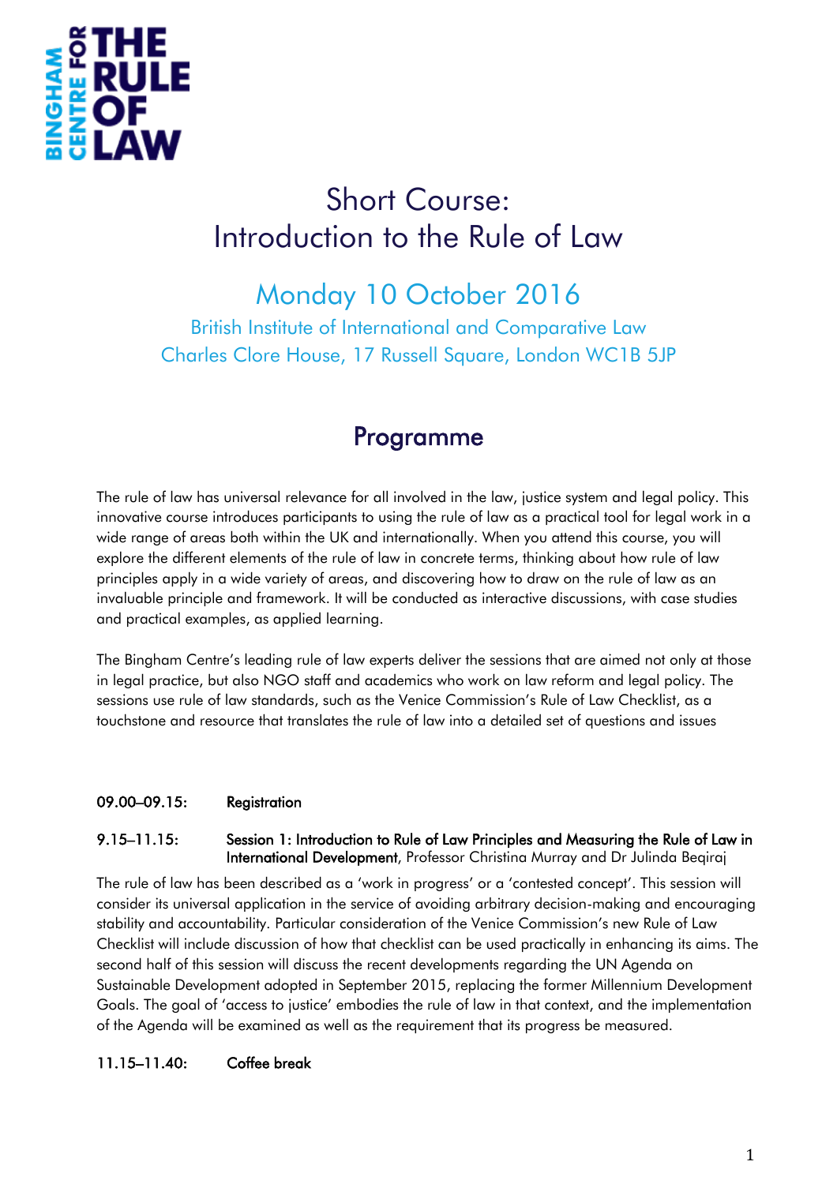BINGHAM CENTRE FOR THE RULE OF LAW

# Short Course: Introduction to the Rule of Law

## Monday 10 October 2016

British Institute of International and Comparative Law
Charles Clore House, 17 Russell Square, London WC1B 5JP

## Programme

The rule of law has universal relevance for all involved in the law, justice system and legal policy. This innovative course introduces participants to using the rule of law as a practical tool for legal work in a wide range of areas both within the UK and internationally. When you attend this course, you will explore the different elements of the rule of law in concrete terms, thinking about how rule of law principles apply in a wide variety of areas, and discovering how to draw on the rule of law as an invaluable principle and framework. It will be conducted as interactive discussions, with case studies and practical examples, as applied learning.

The Bingham Centre's leading rule of law experts deliver the sessions that are aimed not only at those in legal practice, but also NGO staff and academics who work on law reform and legal policy. The sessions use rule of law standards, such as the Venice Commission's Rule of Law Checklist, as a touchstone and resource that translates the rule of law into a detailed set of questions and issues

**09.00–09.15: Registration**

**9.15–11.15: Session 1: Introduction to Rule of Law Principles and Measuring the Rule of Law in International Development**, Professor Christina Murray and Dr Julinda Beqiraj

The rule of law has been described as a 'work in progress' or a 'contested concept'. This session will consider its universal application in the service of avoiding arbitrary decision-making and encouraging stability and accountability. Particular consideration of the Venice Commission's new Rule of Law Checklist will include discussion of how that checklist can be used practically in enhancing its aims. The second half of this session will discuss the recent developments regarding the UN Agenda on Sustainable Development adopted in September 2015, replacing the former Millennium Development Goals. The goal of 'access to justice' embodies the rule of law in that context, and the implementation of the Agenda will be examined as well as the requirement that its progress be measured.

**11.15–11.40: Coffee break**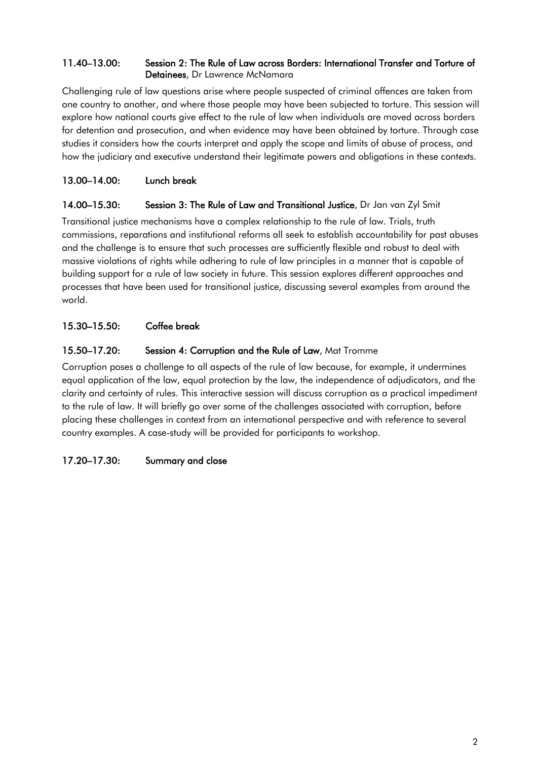**11.40–13.00: Session 2: The Rule of Law across Borders: International Transfer and Torture of Detainees**, Dr Lawrence McNamara

Challenging rule of law questions arise where people suspected of criminal offences are taken from one country to another, and where those people may have been subjected to torture. This session will explore how national courts give effect to the rule of law when individuals are moved across borders for detention and prosecution, and when evidence may have been obtained by torture. Through case studies it considers how the courts interpret and apply the scope and limits of abuse of process, and how the judiciary and executive understand their legitimate powers and obligations in these contexts.

**13.00–14.00: Lunch break**

**14.00–15.30: Session 3: The Rule of Law and Transitional Justice**, Dr Jan van Zyl Smit

Transitional justice mechanisms have a complex relationship to the rule of law. Trials, truth commissions, reparations and institutional reforms all seek to establish accountability for past abuses and the challenge is to ensure that such processes are sufficiently flexible and robust to deal with massive violations of rights while adhering to rule of law principles in a manner that is capable of building support for a rule of law society in future. This session explores different approaches and processes that have been used for transitional justice, discussing several examples from around the world.

**15.30–15.50: Coffee break**

**15.50–17.20: Session 4: Corruption and the Rule of Law**, Mat Tromme

Corruption poses a challenge to all aspects of the rule of law because, for example, it undermines equal application of the law, equal protection by the law, the independence of adjudicators, and the clarity and certainty of rules. This interactive session will discuss corruption as a practical impediment to the rule of law. It will briefly go over some of the challenges associated with corruption, before placing these challenges in context from an international perspective and with reference to several country examples. A case-study will be provided for participants to workshop.

**17.20–17.30: Summary and close**